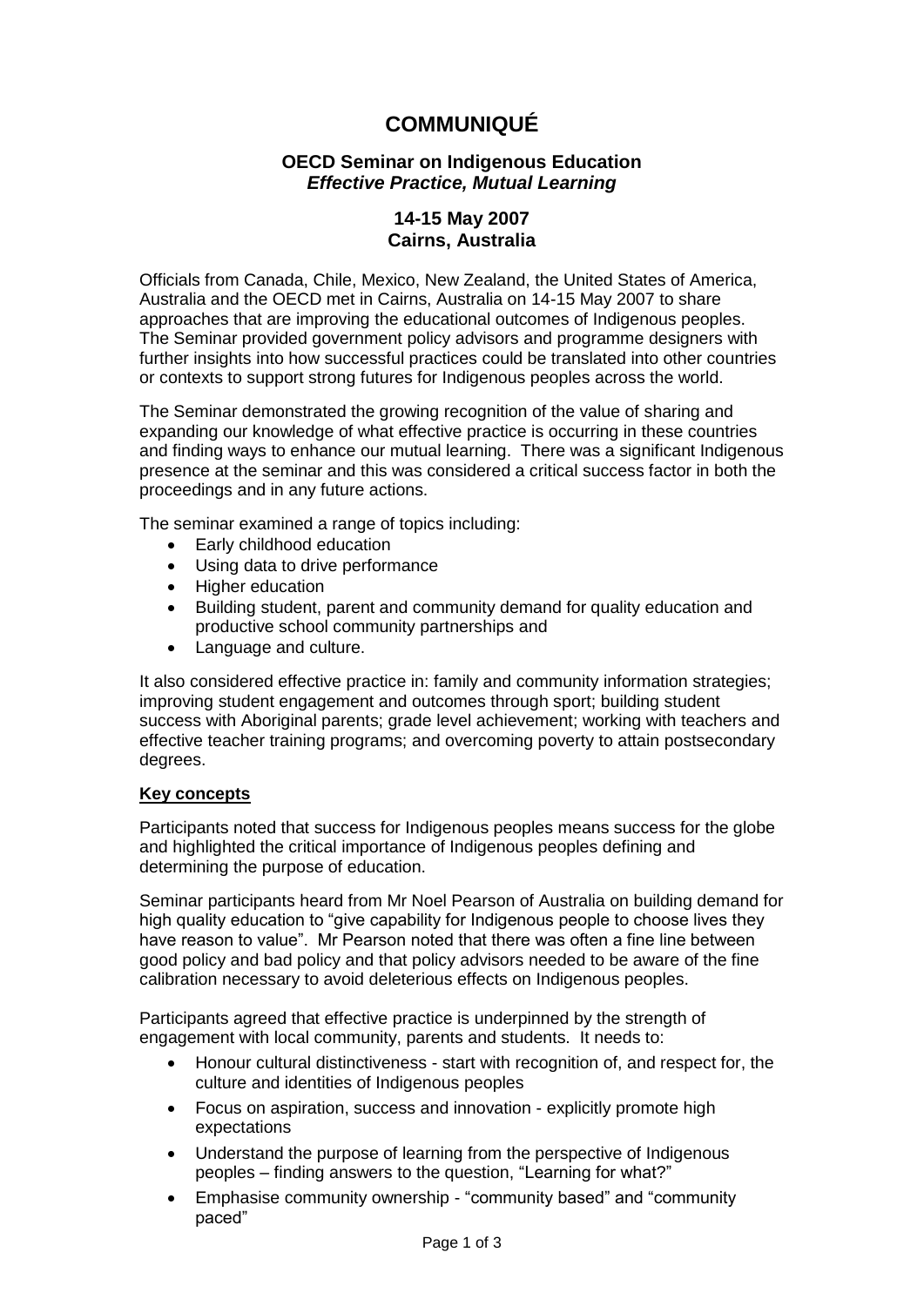# COMMUNIQUÉ

### OECD Seminar on Indigenous Education
### *Effective Practice, Mutual Learning*

### 14-15 May 2007
### Cairns, Australia

Officials from Canada, Chile, Mexico, New Zealand, the United States of America, Australia and the OECD met in Cairns, Australia on 14-15 May 2007 to share approaches that are improving the educational outcomes of Indigenous peoples. The Seminar provided government policy advisors and programme designers with further insights into how successful practices could be translated into other countries or contexts to support strong futures for Indigenous peoples across the world.

The Seminar demonstrated the growing recognition of the value of sharing and expanding our knowledge of what effective practice is occurring in these countries and finding ways to enhance our mutual learning. There was a significant Indigenous presence at the seminar and this was considered a critical success factor in both the proceedings and in any future actions.

The seminar examined a range of topics including:

- Early childhood education
- Using data to drive performance
- Higher education
- Building student, parent and community demand for quality education and productive school community partnerships and
- Language and culture.

It also considered effective practice in: family and community information strategies; improving student engagement and outcomes through sport; building student success with Aboriginal parents; grade level achievement; working with teachers and effective teacher training programs; and overcoming poverty to attain postsecondary degrees.

**Key concepts**

Participants noted that success for Indigenous peoples means success for the globe and highlighted the critical importance of Indigenous peoples defining and determining the purpose of education.

Seminar participants heard from Mr Noel Pearson of Australia on building demand for high quality education to "give capability for Indigenous people to choose lives they have reason to value". Mr Pearson noted that there was often a fine line between good policy and bad policy and that policy advisors needed to be aware of the fine calibration necessary to avoid deleterious effects on Indigenous peoples.

Participants agreed that effective practice is underpinned by the strength of engagement with local community, parents and students. It needs to:

- Honour cultural distinctiveness - start with recognition of, and respect for, the culture and identities of Indigenous peoples
- Focus on aspiration, success and innovation - explicitly promote high expectations
- Understand the purpose of learning from the perspective of Indigenous peoples – finding answers to the question, "Learning for what?"
- Emphasise community ownership - "community based" and "community paced"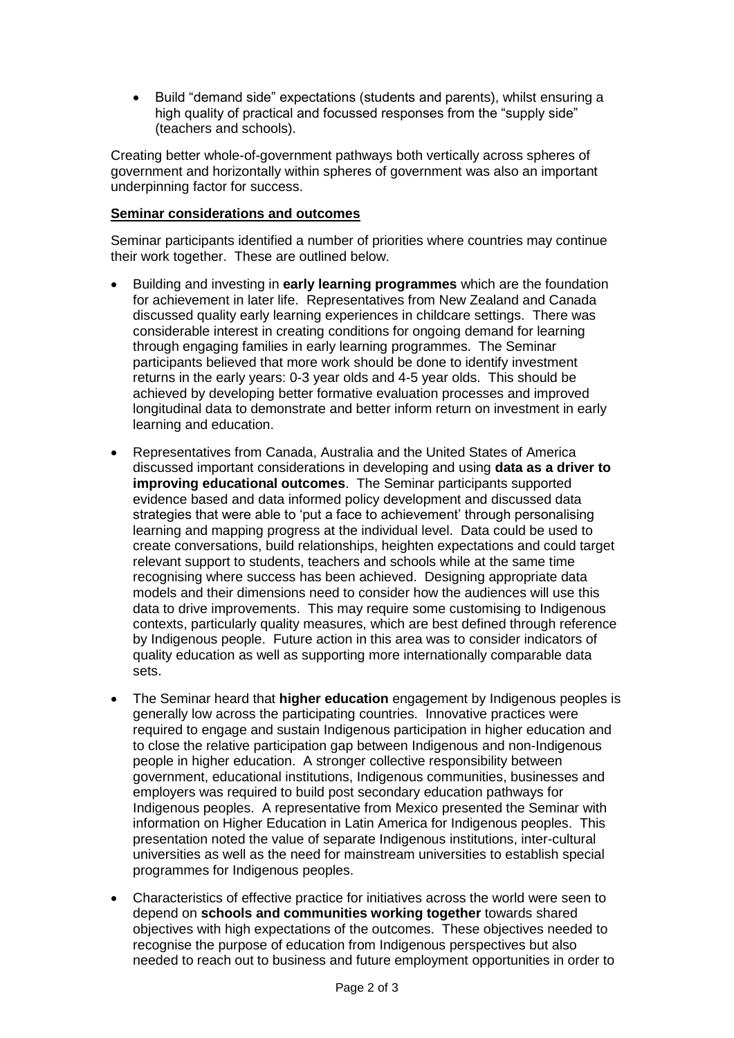- Build "demand side" expectations (students and parents), whilst ensuring a high quality of practical and focussed responses from the "supply side" (teachers and schools).

Creating better whole-of-government pathways both vertically across spheres of government and horizontally within spheres of government was also an important underpinning factor for success.

**Seminar considerations and outcomes**

Seminar participants identified a number of priorities where countries may continue their work together. These are outlined below.

- Building and investing in **early learning programmes** which are the foundation for achievement in later life. Representatives from New Zealand and Canada discussed quality early learning experiences in childcare settings. There was considerable interest in creating conditions for ongoing demand for learning through engaging families in early learning programmes. The Seminar participants believed that more work should be done to identify investment returns in the early years: 0-3 year olds and 4-5 year olds. This should be achieved by developing better formative evaluation processes and improved longitudinal data to demonstrate and better inform return on investment in early learning and education.
- Representatives from Canada, Australia and the United States of America discussed important considerations in developing and using **data as a driver to improving educational outcomes**. The Seminar participants supported evidence based and data informed policy development and discussed data strategies that were able to 'put a face to achievement' through personalising learning and mapping progress at the individual level. Data could be used to create conversations, build relationships, heighten expectations and could target relevant support to students, teachers and schools while at the same time recognising where success has been achieved. Designing appropriate data models and their dimensions need to consider how the audiences will use this data to drive improvements. This may require some customising to Indigenous contexts, particularly quality measures, which are best defined through reference by Indigenous people. Future action in this area was to consider indicators of quality education as well as supporting more internationally comparable data sets.
- The Seminar heard that **higher education** engagement by Indigenous peoples is generally low across the participating countries. Innovative practices were required to engage and sustain Indigenous participation in higher education and to close the relative participation gap between Indigenous and non-Indigenous people in higher education. A stronger collective responsibility between government, educational institutions, Indigenous communities, businesses and employers was required to build post secondary education pathways for Indigenous peoples. A representative from Mexico presented the Seminar with information on Higher Education in Latin America for Indigenous peoples. This presentation noted the value of separate Indigenous institutions, inter-cultural universities as well as the need for mainstream universities to establish special programmes for Indigenous peoples.
- Characteristics of effective practice for initiatives across the world were seen to depend on **schools and communities working together** towards shared objectives with high expectations of the outcomes. These objectives needed to recognise the purpose of education from Indigenous perspectives but also needed to reach out to business and future employment opportunities in order to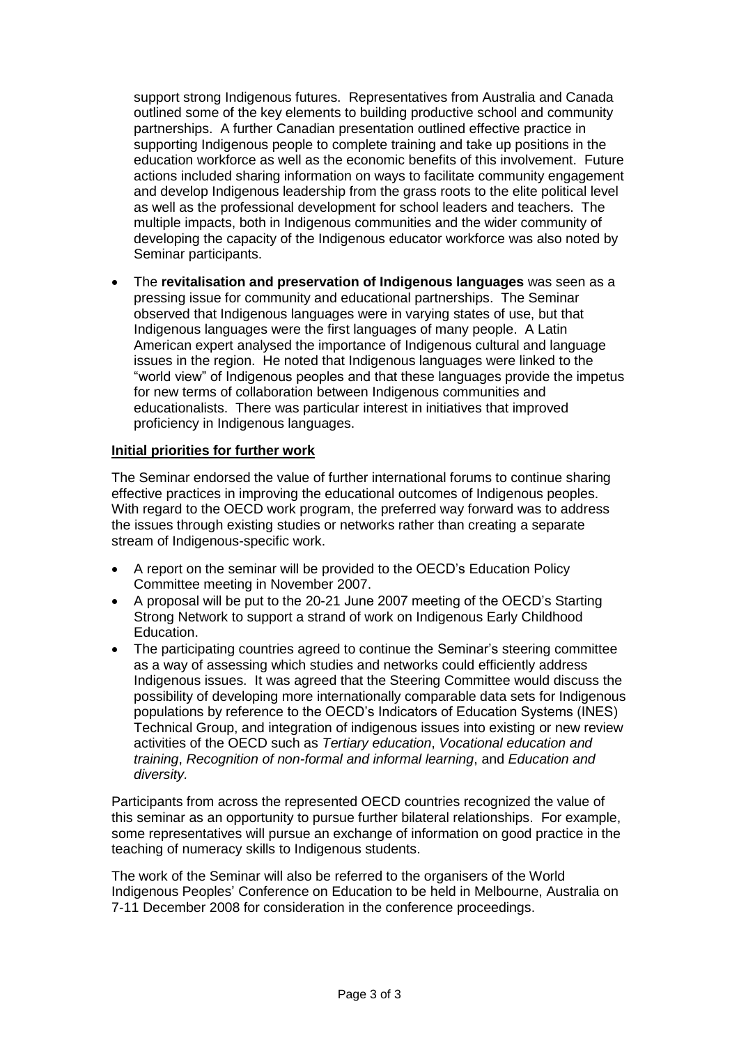support strong Indigenous futures. Representatives from Australia and Canada outlined some of the key elements to building productive school and community partnerships. A further Canadian presentation outlined effective practice in supporting Indigenous people to complete training and take up positions in the education workforce as well as the economic benefits of this involvement. Future actions included sharing information on ways to facilitate community engagement and develop Indigenous leadership from the grass roots to the elite political level as well as the professional development for school leaders and teachers. The multiple impacts, both in Indigenous communities and the wider community of developing the capacity of the Indigenous educator workforce was also noted by Seminar participants.

- The **revitalisation and preservation of Indigenous languages** was seen as a pressing issue for community and educational partnerships. The Seminar observed that Indigenous languages were in varying states of use, but that Indigenous languages were the first languages of many people. A Latin American expert analysed the importance of Indigenous cultural and language issues in the region. He noted that Indigenous languages were linked to the "world view" of Indigenous peoples and that these languages provide the impetus for new terms of collaboration between Indigenous communities and educationalists. There was particular interest in initiatives that improved proficiency in Indigenous languages.

**Initial priorities for further work**

The Seminar endorsed the value of further international forums to continue sharing effective practices in improving the educational outcomes of Indigenous peoples. With regard to the OECD work program, the preferred way forward was to address the issues through existing studies or networks rather than creating a separate stream of Indigenous-specific work.

- A report on the seminar will be provided to the OECD's Education Policy Committee meeting in November 2007.
- A proposal will be put to the 20-21 June 2007 meeting of the OECD's Starting Strong Network to support a strand of work on Indigenous Early Childhood Education.
- The participating countries agreed to continue the Seminar's steering committee as a way of assessing which studies and networks could efficiently address Indigenous issues. It was agreed that the Steering Committee would discuss the possibility of developing more internationally comparable data sets for Indigenous populations by reference to the OECD's Indicators of Education Systems (INES) Technical Group, and integration of indigenous issues into existing or new review activities of the OECD such as *Tertiary education*, *Vocational education and training*, *Recognition of non-formal and informal learning*, and *Education and diversity.*

Participants from across the represented OECD countries recognized the value of this seminar as an opportunity to pursue further bilateral relationships. For example, some representatives will pursue an exchange of information on good practice in the teaching of numeracy skills to Indigenous students.

The work of the Seminar will also be referred to the organisers of the World Indigenous Peoples' Conference on Education to be held in Melbourne, Australia on 7-11 December 2008 for consideration in the conference proceedings.